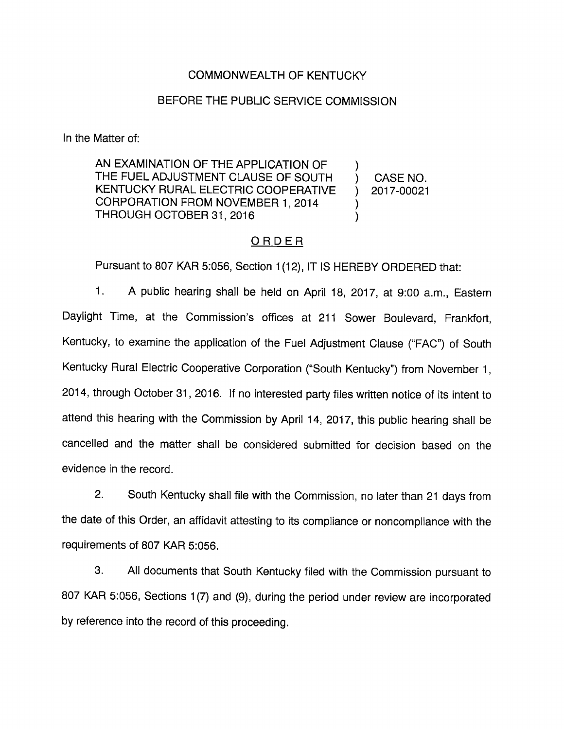COMMONWEALTH OF KENTUCKY

BEFORE THE PUBLIC SERVICE COMMISSION

In the Matter of:

| | | |
|---|---|---|
| AN EXAMINATION OF THE APPLICATION OF THE FUEL ADJUSTMENT CLAUSE OF SOUTH KENTUCKY RURAL ELECTRIC COOPERATIVE CORPORATION FROM NOVEMBER 1, 2014 THROUGH OCTOBER 31, 2016 | ) ) ) ) ) | CASE NO. 2017-00021 |

## ORDER

Pursuant to 807 KAR 5:056, Section 1(12), IT IS HEREBY ORDERED that:

1. A public hearing shall be held on April 18, 2017, at 9:00 a.m., Eastern Daylight Time, at the Commission's offices at 211 Sower Boulevard, Frankfort, Kentucky, to examine the application of the Fuel Adjustment Clause ("FAC") of South Kentucky Rural Electric Cooperative Corporation ("South Kentucky") from November 1, 2014, through October 31, 2016. If no interested party files written notice of its intent to attend this hearing with the Commission by April 14, 2017, this public hearing shall be cancelled and the matter shall be considered submitted for decision based on the evidence in the record.

2. South Kentucky shall file with the Commission, no later than 21 days from the date of this Order, an affidavit attesting to its compliance or noncompliance with the requirements of 807 KAR 5:056.

3. All documents that South Kentucky filed with the Commission pursuant to 807 KAR 5:056, Sections 1(7) and (9), during the period under review are incorporated by reference into the record of this proceeding.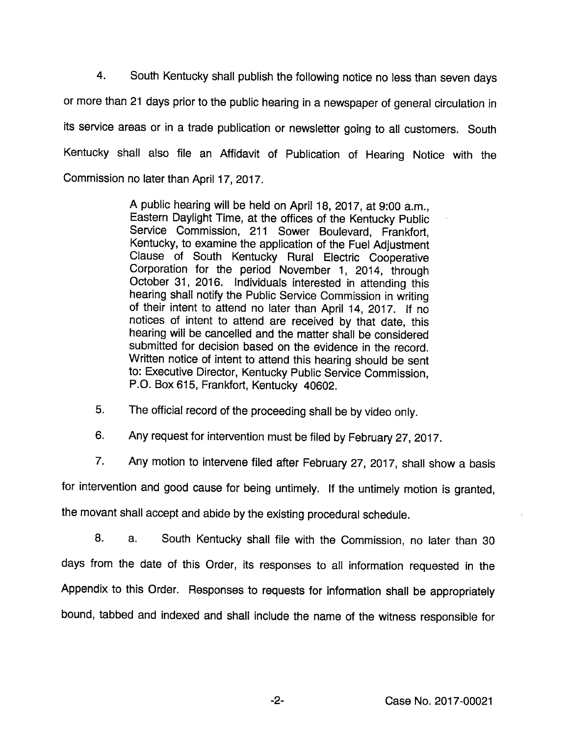4. South Kentucky shall publish the following notice no less than seven days or more than 21 days prior to the public hearing in a newspaper of general circulation in its service areas or in a trade publication or newsletter going to all customers. South Kentucky shall also file an Affidavit of Publication of Hearing Notice with the Commission no later than April 17, 2017.

> A public hearing will be held on April 18, 2017, at 9:00 a.m., Eastern Daylight Time, at the offices of the Kentucky Public Service Commission, 211 Sower Boulevard, Frankfort, Kentucky, to examine the application of the Fuel Adjustment Clause of South Kentucky Rural Electric Cooperative Corporation for the period November 1, 2014, through October 31, 2016. Individuals interested in attending this hearing shall notify the Public Service Commission in writing of their intent to attend no later than April 14, 2017. If no notices of intent to attend are received by that date, this hearing will be cancelled and the matter shall be considered submitted for decision based on the evidence in the record. Written notice of intent to attend this hearing should be sent to: Executive Director, Kentucky Public Service Commission, P.O. Box 615, Frankfort, Kentucky 40602.

5. The official record of the proceeding shall be by video only.

6. Any request for intervention must be filed by February 27, 2017.

7. Any motion to intervene filed after February 27, 2017, shall show a basis for intervention and good cause for being untimely. If the untimely motion is granted, the movant shall accept and abide by the existing procedural schedule.

8. a. South Kentucky shall file with the Commission, no later than 30 days from the date of this Order, its responses to all information requested in the Appendix to this Order. Responses to requests for information shall be appropriately bound, tabbed and indexed and shall include the name of the witness responsible for

Case No. 2017-00021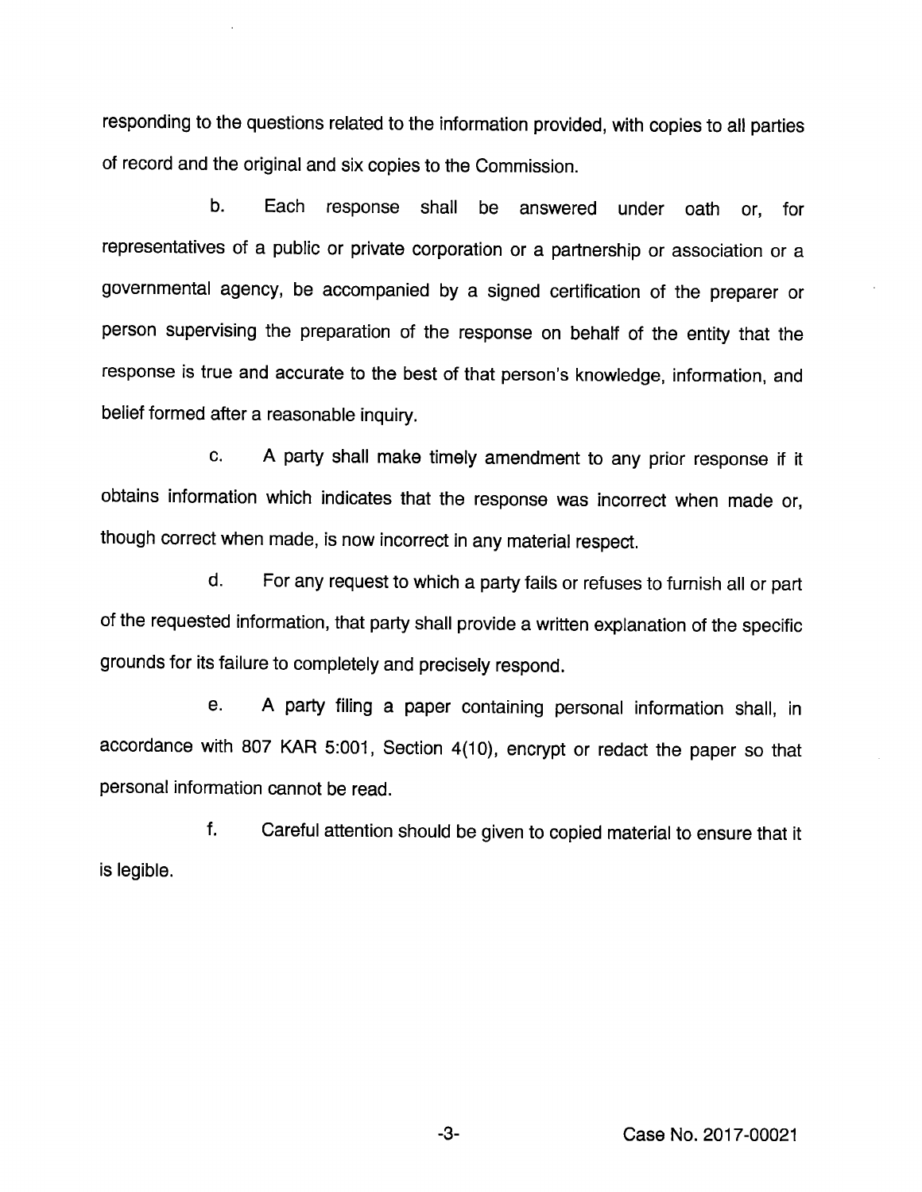responding to the questions related to the information provided, with copies to all parties of record and the original and six copies to the Commission.

b. Each response shall be answered under oath or, for representatives of a public or private corporation or a partnership or association or a governmental agency, be accompanied by a signed certification of the preparer or person supervising the preparation of the response on behalf of the entity that the response is true and accurate to the best of that person's knowledge, information, and belief formed after a reasonable inquiry.

c. A party shall make timely amendment to any prior response if it obtains information which indicates that the response was incorrect when made or, though correct when made, is now incorrect in any material respect.

d. For any request to which a party fails or refuses to furnish all or part of the requested information, that party shall provide a written explanation of the specific grounds for its failure to completely and precisely respond.

e. A party filing a paper containing personal information shall, in accordance with 807 KAR 5:001, Section 4(10), encrypt or redact the paper so that personal information cannot be read.

f. Careful attention should be given to copied material to ensure that it is legible.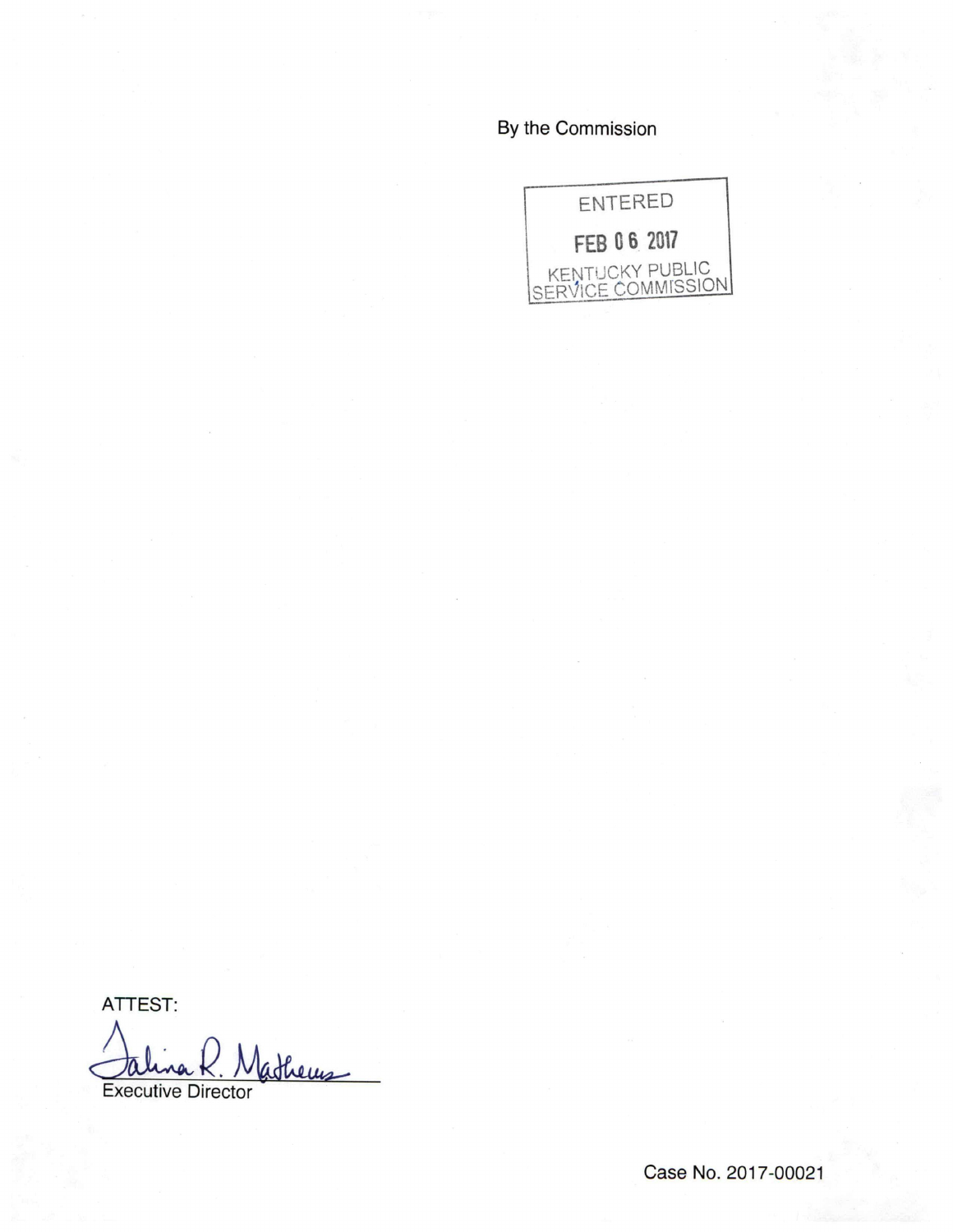By the Commission

ENTERED

FEB 06 2017

KENTUCKY PUBLIC SERVICE COMMISSION

ATTEST:

Executive Director

Case No. 2017-00021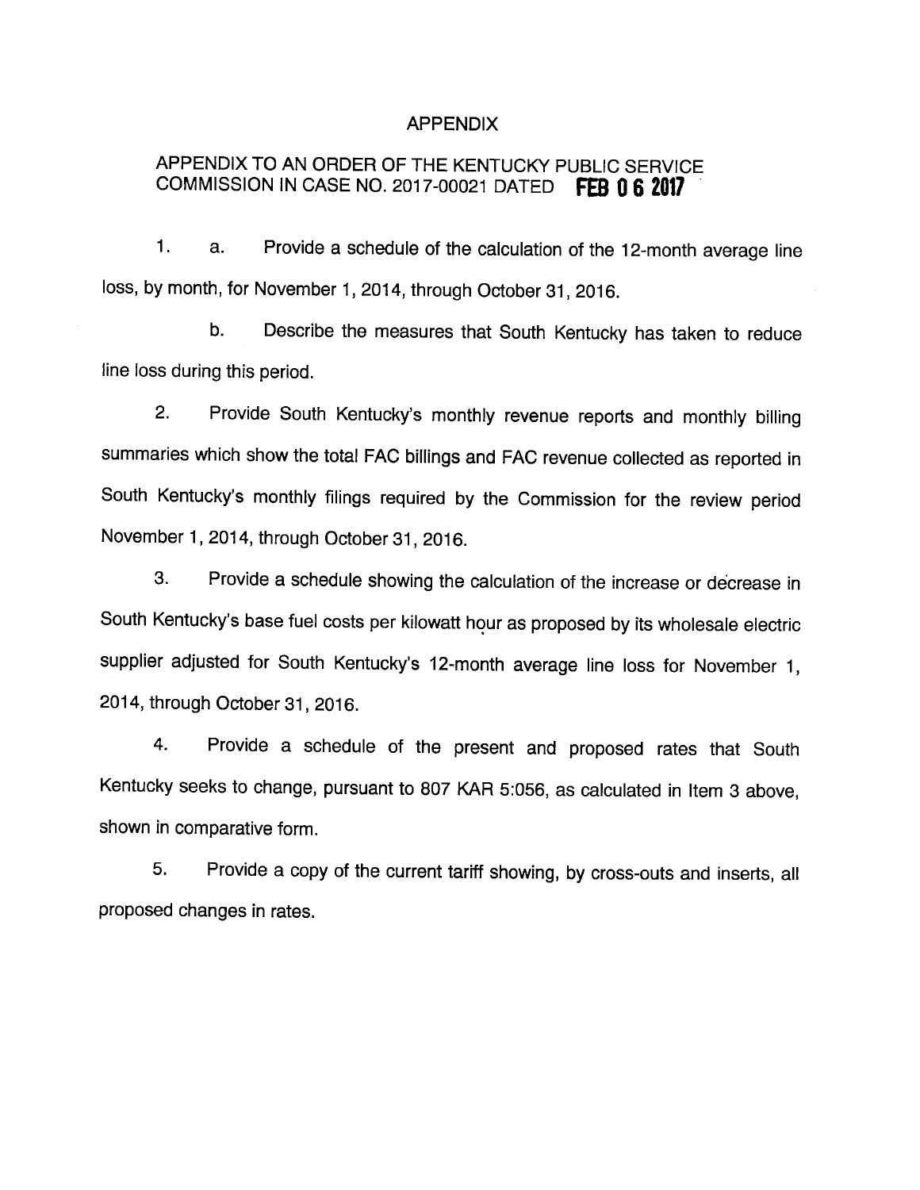# APPENDIX

## APPENDIX TO AN ORDER OF THE KENTUCKY PUBLIC SERVICE COMMISSION IN CASE NO. 2017-00021 DATED **FEB 06 2017**

1. a. Provide a schedule of the calculation of the 12-month average line loss, by month, for November 1, 2014, through October 31, 2016.

   b. Describe the measures that South Kentucky has taken to reduce line loss during this period.

2. Provide South Kentucky's monthly revenue reports and monthly billing summaries which show the total FAC billings and FAC revenue collected as reported in South Kentucky's monthly filings required by the Commission for the review period November 1, 2014, through October 31, 2016.

3. Provide a schedule showing the calculation of the increase or decrease in South Kentucky's base fuel costs per kilowatt hour as proposed by its wholesale electric supplier adjusted for South Kentucky's 12-month average line loss for November 1, 2014, through October 31, 2016.

4. Provide a schedule of the present and proposed rates that South Kentucky seeks to change, pursuant to 807 KAR 5:056, as calculated in Item 3 above, shown in comparative form.

5. Provide a copy of the current tariff showing, by cross-outs and inserts, all proposed changes in rates.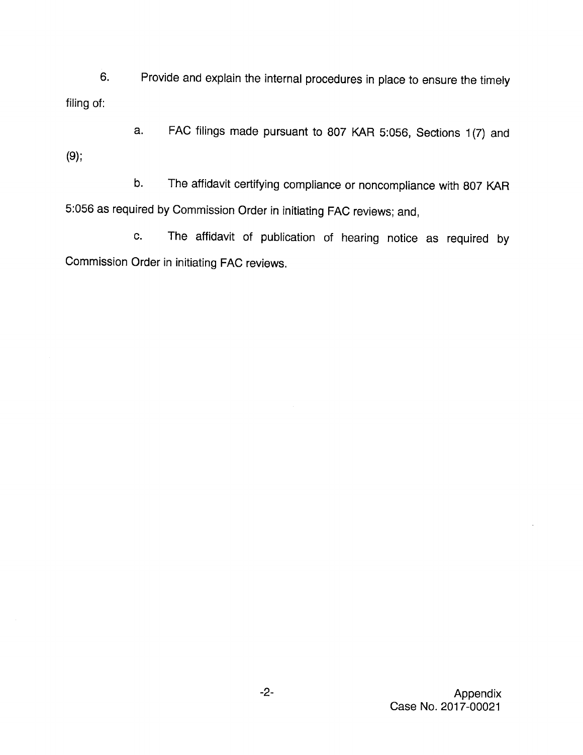6. Provide and explain the internal procedures in place to ensure the timely filing of:

    a. FAC filings made pursuant to 807 KAR 5:056, Sections 1(7) and (9);

    b. The affidavit certifying compliance or noncompliance with 807 KAR 5:056 as required by Commission Order in initiating FAC reviews; and,

    c. The affidavit of publication of hearing notice as required by Commission Order in initiating FAC reviews.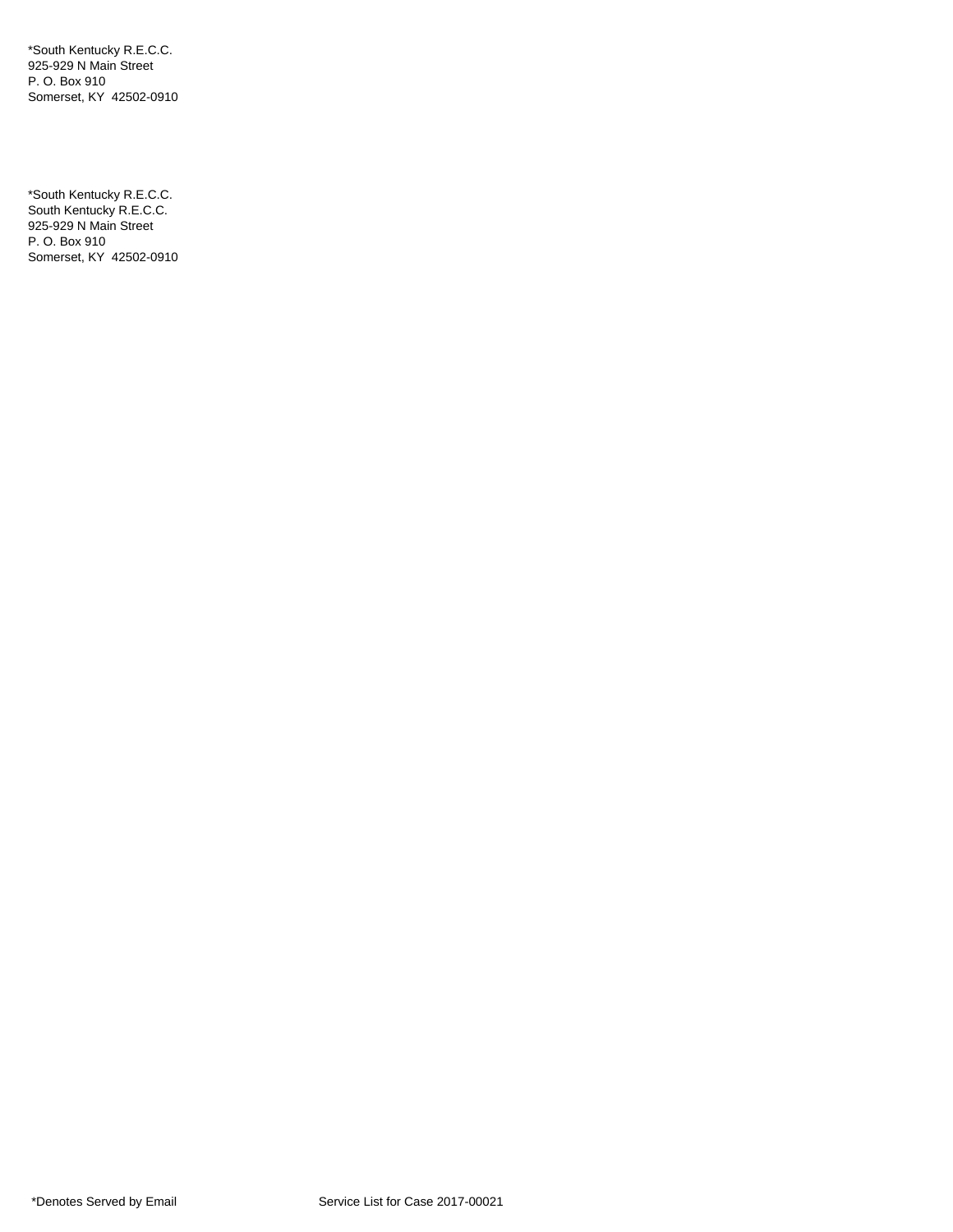*South Kentucky R.E.C.C.
925-929 N Main Street
P. O. Box 910
Somerset, KY  42502-0910

*South Kentucky R.E.C.C.
South Kentucky R.E.C.C.
925-929 N Main Street
P. O. Box 910
Somerset, KY  42502-0910